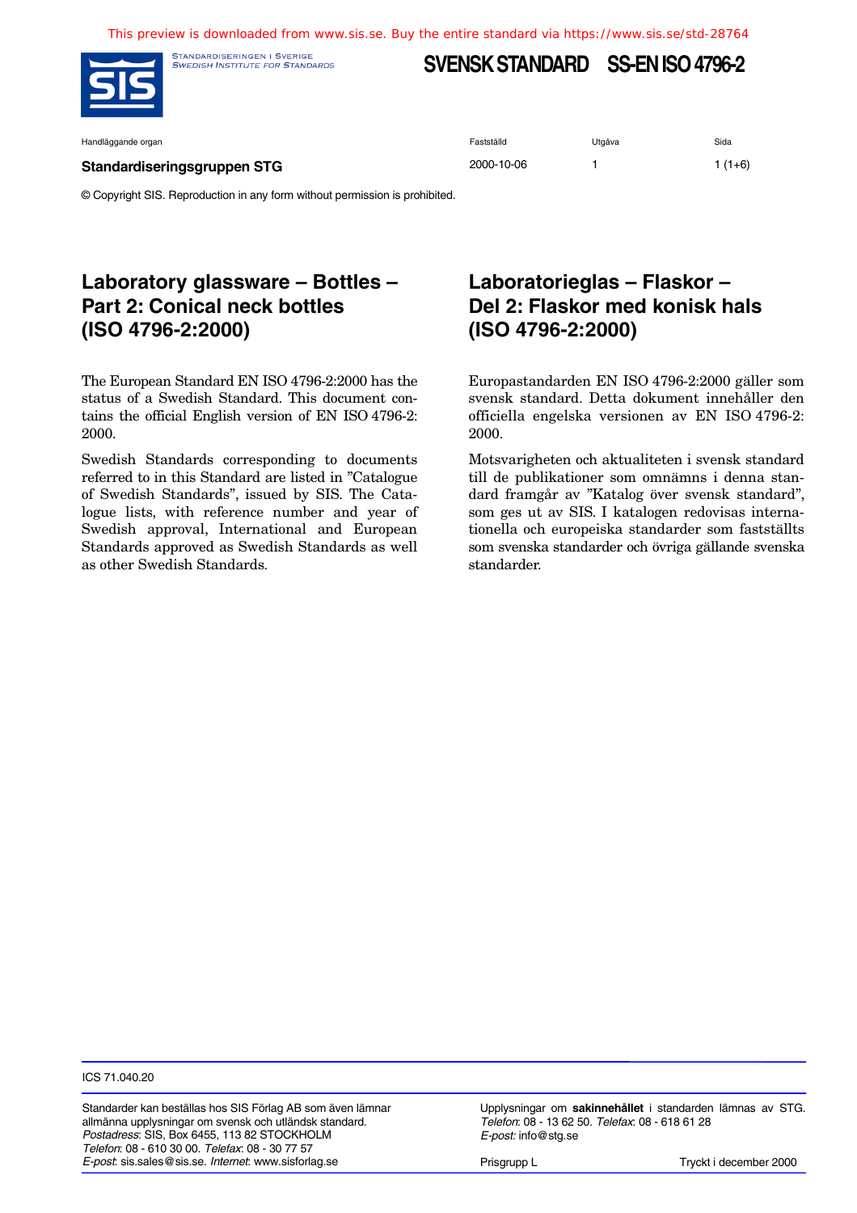This preview is downloaded from www.sis.se. Buy the entire standard via https://www.sis.se/std-28764

STANDARDISERINGEN I SVERIGE
SWEDISH INSTITUTE FOR STANDARDS

# SVENSK STANDARD SS-EN ISO 4796-2

| Handläggande organ | Fastställd | Utgåva | Sida |
|---|---|---|---|
| **Standardiseringsgruppen STG** | 2000-10-06 | 1 | 1 (1+6) |

© Copyright SIS. Reproduction in any form without permission is prohibited.

## Laboratory glassware – Bottles – Part 2: Conical neck bottles (ISO 4796-2:2000)

The European Standard EN ISO 4796-2:2000 has the status of a Swedish Standard. This document contains the official English version of EN ISO 4796-2: 2000.

Swedish Standards corresponding to documents referred to in this Standard are listed in "Catalogue of Swedish Standards", issued by SIS. The Catalogue lists, with reference number and year of Swedish approval, International and European Standards approved as Swedish Standards as well as other Swedish Standards.

## Laboratorieglas – Flaskor – Del 2: Flaskor med konisk hals (ISO 4796-2:2000)

Europastandarden EN ISO 4796-2:2000 gäller som svensk standard. Detta dokument innehåller den officiella engelska versionen av EN ISO 4796-2: 2000.

Motsvarigheten och aktualiteten i svensk standard till de publikationer som omnämns i denna standard framgår av "Katalog över svensk standard", som ges ut av SIS. I katalogen redovisas internationella och europeiska standarder som fastställts som svenska standarder och övriga gällande svenska standarder.

ICS 71.040.20

Standarder kan beställas hos SIS Förlag AB som även lämnar allmänna upplysningar om svensk och utländsk standard.
*Postadress*: SIS, Box 6455, 113 82 STOCKHOLM
*Telefon*: 08 - 610 30 00. *Telefax*: 08 - 30 77 57
*E-post*: sis.sales@sis.se. *Internet*: www.sisforlag.se

Upplysningar om **sakinnehållet** i standarden lämnas av STG.
*Telefon*: 08 - 13 62 50. *Telefax*: 08 - 618 61 28
*E-post:* info@stg.se

Prisgrupp L

Tryckt i december 2000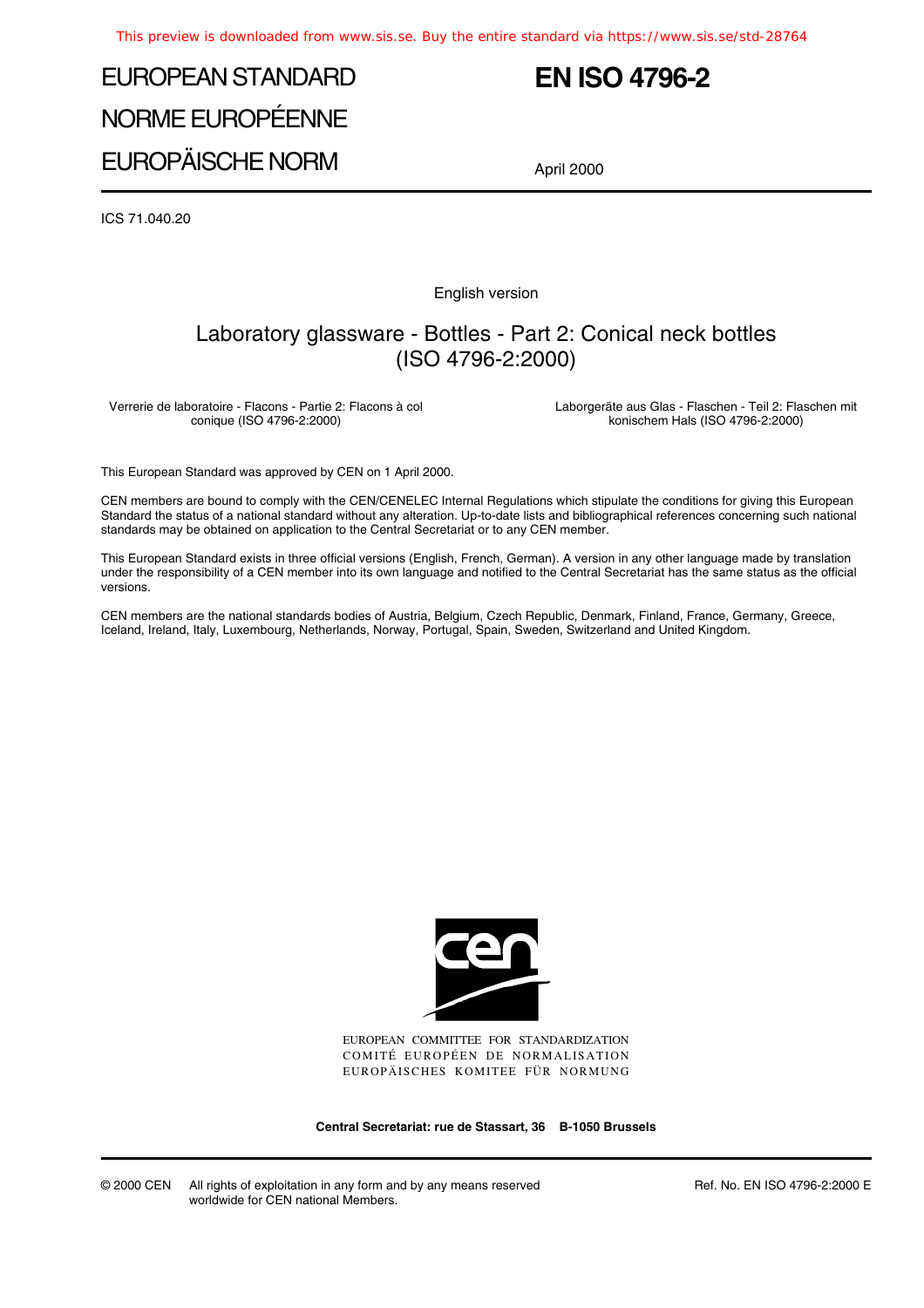# EUROPEAN STANDARD
# NORME EUROPÉENNE
# EUROPÄISCHE NORM

# EN ISO 4796-2

April 2000

ICS 71.040.20

English version

## Laboratory glassware - Bottles - Part 2: Conical neck bottles (ISO 4796-2:2000)

Verrerie de laboratoire - Flacons - Partie 2: Flacons à col conique (ISO 4796-2:2000)

Laborgeräte aus Glas - Flaschen - Teil 2: Flaschen mit konischem Hals (ISO 4796-2:2000)

This European Standard was approved by CEN on 1 April 2000.

CEN members are bound to comply with the CEN/CENELEC Internal Regulations which stipulate the conditions for giving this European Standard the status of a national standard without any alteration. Up-to-date lists and bibliographical references concerning such national standards may be obtained on application to the Central Secretariat or to any CEN member.

This European Standard exists in three official versions (English, French, German). A version in any other language made by translation under the responsibility of a CEN member into its own language and notified to the Central Secretariat has the same status as the official versions.

CEN members are the national standards bodies of Austria, Belgium, Czech Republic, Denmark, Finland, France, Germany, Greece, Iceland, Ireland, Italy, Luxembourg, Netherlands, Norway, Portugal, Spain, Sweden, Switzerland and United Kingdom.

EUROPEAN COMMITTEE FOR STANDARDIZATION
COMITÉ EUROPÉEN DE NORMALISATION
EUROPÄISCHES KOMITEE FÜR NORMUNG

**Central Secretariat: rue de Stassart, 36 B-1050 Brussels**

© 2000 CEN All rights of exploitation in any form and by any means reserved worldwide for CEN national Members.

Ref. No. EN ISO 4796-2:2000 E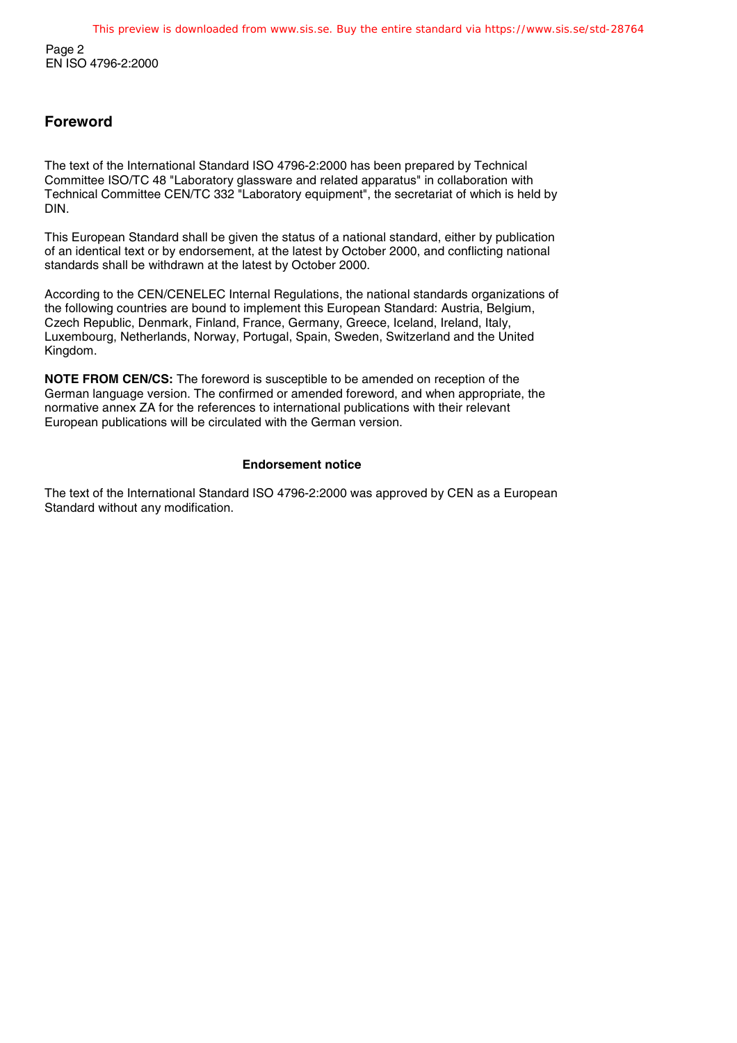## Foreword

The text of the International Standard ISO 4796-2:2000 has been prepared by Technical Committee ISO/TC 48 "Laboratory glassware and related apparatus" in collaboration with Technical Committee CEN/TC 332 "Laboratory equipment", the secretariat of which is held by DIN.

This European Standard shall be given the status of a national standard, either by publication of an identical text or by endorsement, at the latest by October 2000, and conflicting national standards shall be withdrawn at the latest by October 2000.

According to the CEN/CENELEC Internal Regulations, the national standards organizations of the following countries are bound to implement this European Standard: Austria, Belgium, Czech Republic, Denmark, Finland, France, Germany, Greece, Iceland, Ireland, Italy, Luxembourg, Netherlands, Norway, Portugal, Spain, Sweden, Switzerland and the United Kingdom.

**NOTE FROM CEN/CS:** The foreword is susceptible to be amended on reception of the German language version. The confirmed or amended foreword, and when appropriate, the normative annex ZA for the references to international publications with their relevant European publications will be circulated with the German version.

**Endorsement notice**

The text of the International Standard ISO 4796-2:2000 was approved by CEN as a European Standard without any modification.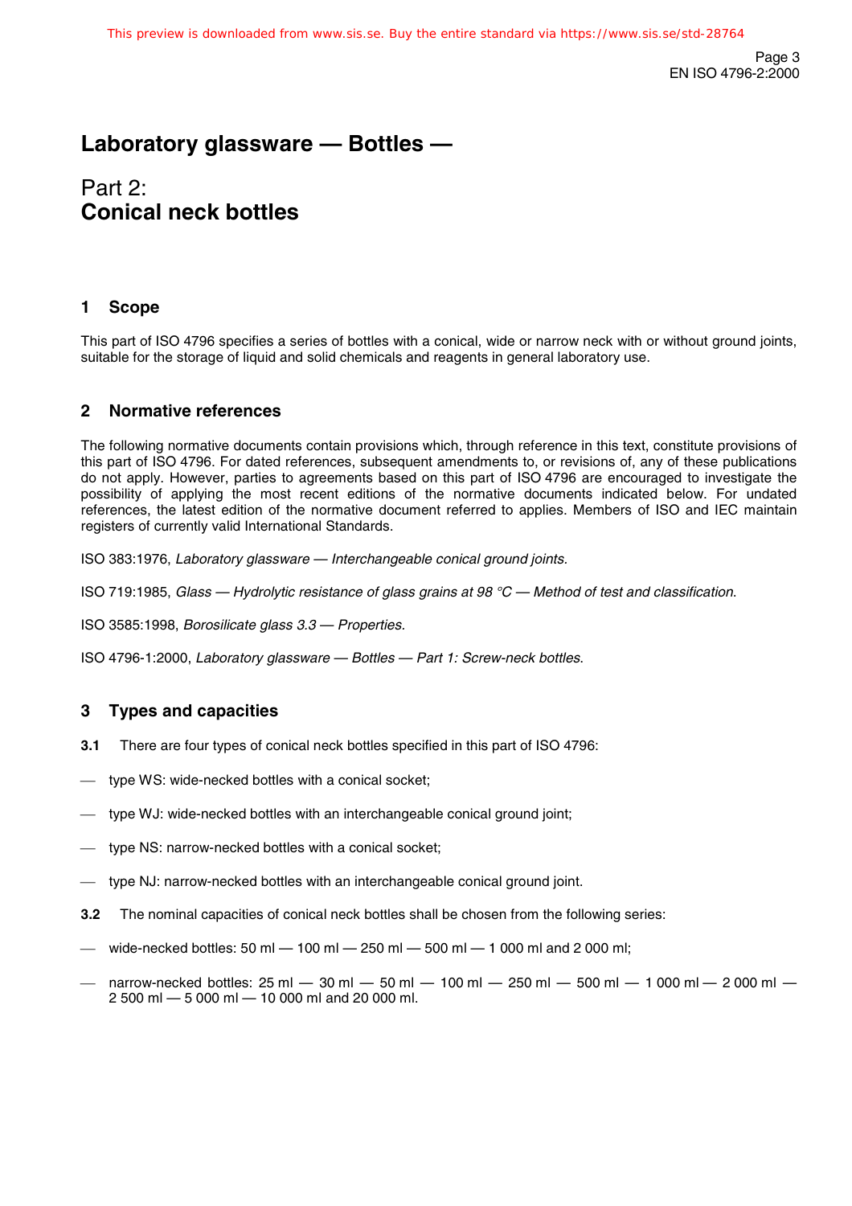# Laboratory glassware — Bottles —

## Part 2: Conical neck bottles

## 1 Scope

This part of ISO 4796 specifies a series of bottles with a conical, wide or narrow neck with or without ground joints, suitable for the storage of liquid and solid chemicals and reagents in general laboratory use.

## 2 Normative references

The following normative documents contain provisions which, through reference in this text, constitute provisions of this part of ISO 4796. For dated references, subsequent amendments to, or revisions of, any of these publications do not apply. However, parties to agreements based on this part of ISO 4796 are encouraged to investigate the possibility of applying the most recent editions of the normative documents indicated below. For undated references, the latest edition of the normative document referred to applies. Members of ISO and IEC maintain registers of currently valid International Standards.

ISO 383:1976, *Laboratory glassware — Interchangeable conical ground joints*.

ISO 719:1985, *Glass — Hydrolytic resistance of glass grains at 98 °C — Method of test and classification*.

ISO 3585:1998, *Borosilicate glass 3.3 — Properties.*

ISO 4796-1:2000, *Laboratory glassware — Bottles — Part 1: Screw-neck bottles.*

## 3 Types and capacities

**3.1** There are four types of conical neck bottles specified in this part of ISO 4796:

- type WS: wide-necked bottles with a conical socket;
- type WJ: wide-necked bottles with an interchangeable conical ground joint;
- type NS: narrow-necked bottles with a conical socket;
- type NJ: narrow-necked bottles with an interchangeable conical ground joint.

**3.2** The nominal capacities of conical neck bottles shall be chosen from the following series:

- wide-necked bottles: 50 ml — 100 ml — 250 ml — 500 ml — 1 000 ml and 2 000 ml;
- narrow-necked bottles: 25 ml — 30 ml — 50 ml — 100 ml — 250 ml — 500 ml — 1 000 ml — 2 000 ml — 2 500 ml — 5 000 ml — 10 000 ml and 20 000 ml.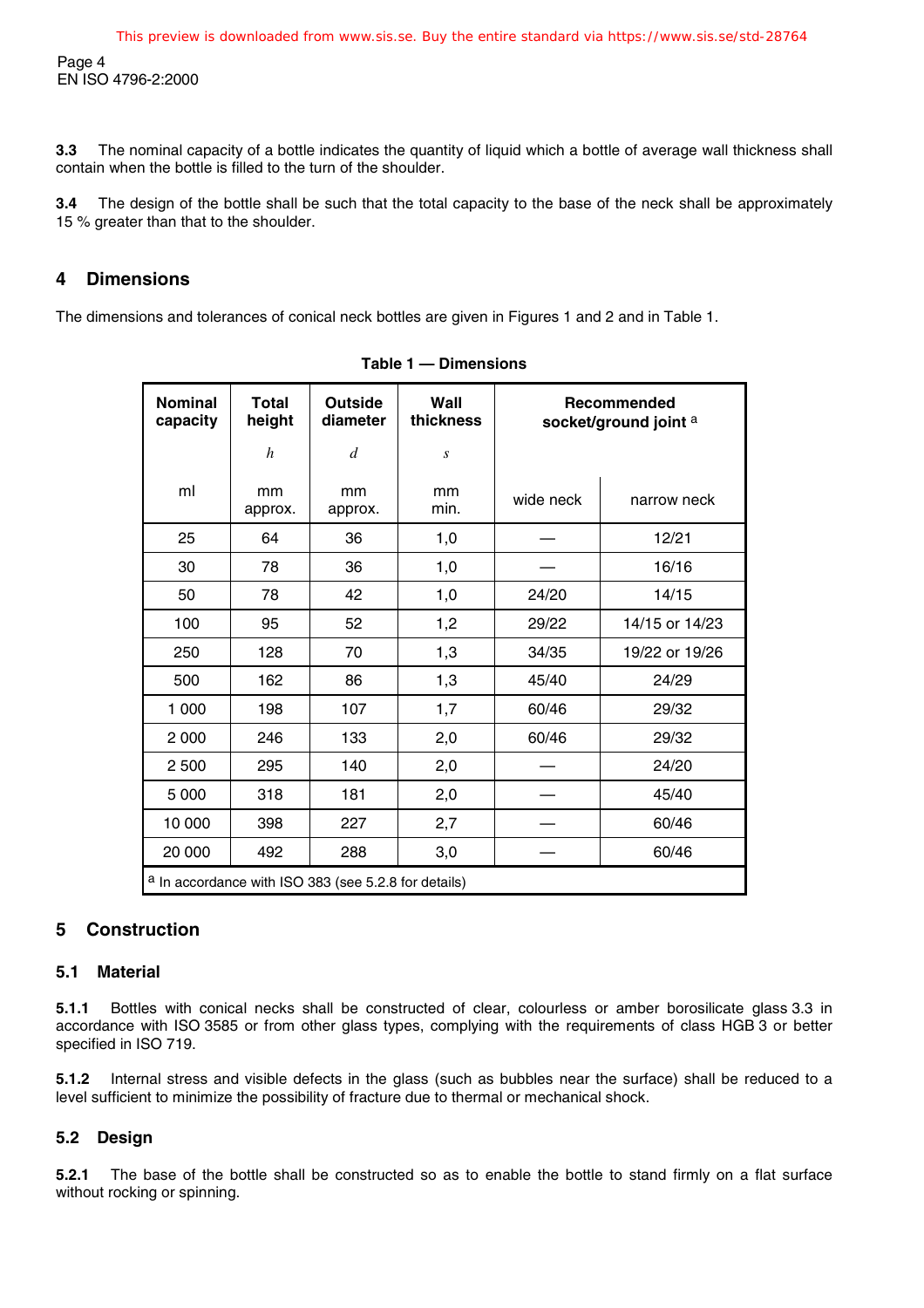**3.3** The nominal capacity of a bottle indicates the quantity of liquid which a bottle of average wall thickness shall contain when the bottle is filled to the turn of the shoulder.

**3.4** The design of the bottle shall be such that the total capacity to the base of the neck shall be approximately 15 % greater than that to the shoulder.

## 4 Dimensions

The dimensions and tolerances of conical neck bottles are given in Figures 1 and 2 and in Table 1.

**Table 1 — Dimensions**

| Nominal capacity | Total height *h* | Outside diameter *d* | Wall thickness *s* | Recommended socket/ground joint [a] | |
|---|---|---|---|---|---|
| ml | mm approx. | mm approx. | mm min. | wide neck | narrow neck |
| 25 | 64 | 36 | 1,0 | — | 12/21 |
| 30 | 78 | 36 | 1,0 | — | 16/16 |
| 50 | 78 | 42 | 1,0 | 24/20 | 14/15 |
| 100 | 95 | 52 | 1,2 | 29/22 | 14/15 or 14/23 |
| 250 | 128 | 70 | 1,3 | 34/35 | 19/22 or 19/26 |
| 500 | 162 | 86 | 1,3 | 45/40 | 24/29 |
| 1 000 | 198 | 107 | 1,7 | 60/46 | 29/32 |
| 2 000 | 246 | 133 | 2,0 | 60/46 | 29/32 |
| 2 500 | 295 | 140 | 2,0 | — | 24/20 |
| 5 000 | 318 | 181 | 2,0 | — | 45/40 |
| 10 000 | 398 | 227 | 2,7 | — | 60/46 |
| 20 000 | 492 | 288 | 3,0 | — | 60/46 |

[a] In accordance with ISO 383 (see 5.2.8 for details)

## 5 Construction

### 5.1 Material

**5.1.1** Bottles with conical necks shall be constructed of clear, colourless or amber borosilicate glass 3.3 in accordance with ISO 3585 or from other glass types, complying with the requirements of class HGB 3 or better specified in ISO 719.

**5.1.2** Internal stress and visible defects in the glass (such as bubbles near the surface) shall be reduced to a level sufficient to minimize the possibility of fracture due to thermal or mechanical shock.

### 5.2 Design

**5.2.1** The base of the bottle shall be constructed so as to enable the bottle to stand firmly on a flat surface without rocking or spinning.